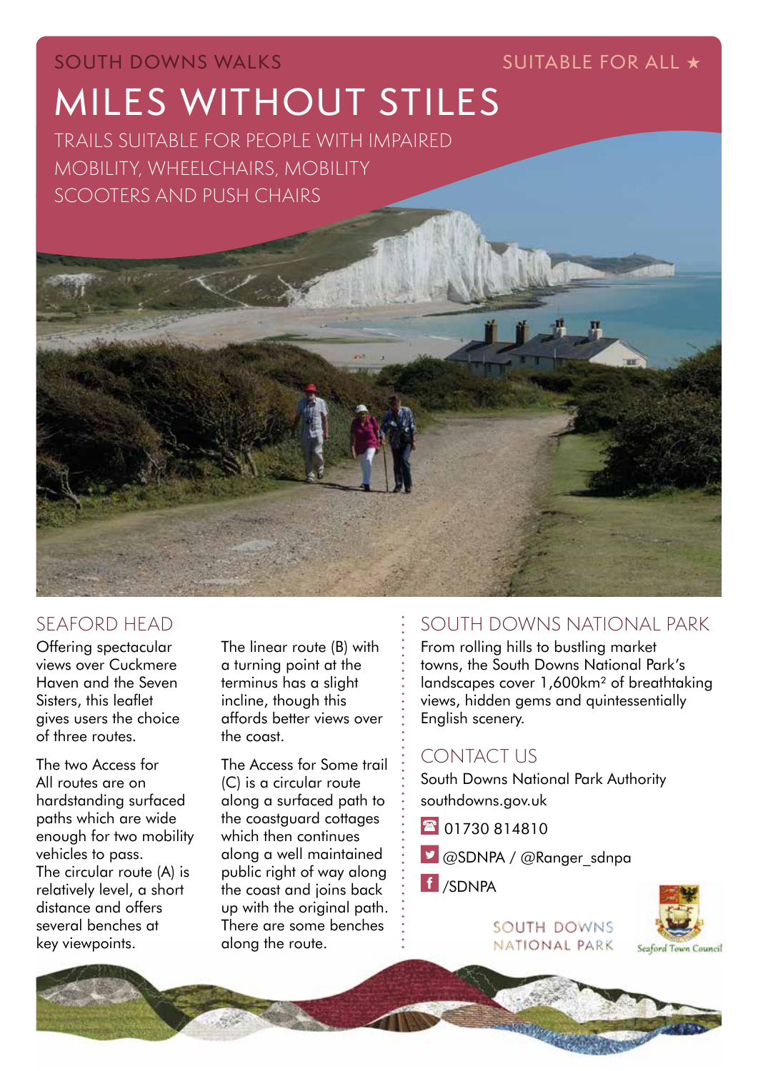SOUTH DOWNS WALKS

SUITABLE FOR ALL ★

# MILES WITHOUT STILES

TRAILS SUITABLE FOR PEOPLE WITH IMPAIRED MOBILITY, WHEELCHAIRS, MOBILITY SCOOTERS AND PUSH CHAIRS

## SEAFORD HEAD

Offering spectacular views over Cuckmere Haven and the Seven Sisters, this leaflet gives users the choice of three routes.

The two Access for All routes are on hardstanding surfaced paths which are wide enough for two mobility vehicles to pass. The circular route (A) is relatively level, a short distance and offers several benches at key viewpoints.

The linear route (B) with a turning point at the terminus has a slight incline, though this affords better views over the coast.

The Access for Some trail (C) is a circular route along a surfaced path to the coastguard cottages which then continues along a well maintained public right of way along the coast and joins back up with the original path. There are some benches along the route.

## SOUTH DOWNS NATIONAL PARK

From rolling hills to bustling market towns, the South Downs National Park's landscapes cover 1,600km² of breathtaking views, hidden gems and quintessentially English scenery.

## CONTACT US

South Downs National Park Authority

southdowns.gov.uk

01730 814810

@SDNPA / @Ranger_sdnpa

/SDNPA

SOUTH DOWNS NATIONAL PARK

Seaford Town Council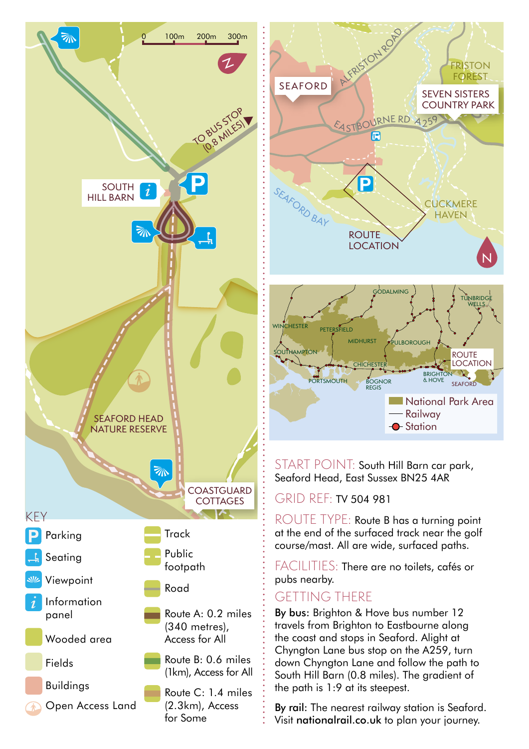SOUTH HILL BARN

TO BUS STOP (0.8 MILES)

SEAFORD HEAD NATURE RESERVE

COASTGUARD COTTAGES

0 100m 200m 300m

N

SEAFORD

ALFRISTON ROAD

FRISTON FOREST

SEVEN SISTERS COUNTRY PARK

EASTBOURNE RD A259

SEAFORD BAY

CUCKMERE HAVEN

ROUTE LOCATION

GODALMING

TUNBRIDGE WELLS

WINCHESTER

PETERSFIELD

MIDHURST

PULBOROUGH

SOUTHAMPTON

CHICHESTER

PORTSMOUTH

BOGNOR REGIS

BRIGHTON & HOVE

SEAFORD

National Park Area

Railway

Station

KEY

- Parking
- Seating
- Viewpoint
- Information panel
- Wooded area
- Fields
- Buildings
- Open Access Land
- Track
- Public footpath
- Road
- Route A: 0.2 miles (340 metres), Access for All
- Route B: 0.6 miles (1km), Access for All
- Route C: 1.4 miles (2.3km), Access for Some

START POINT: South Hill Barn car park, Seaford Head, East Sussex BN25 4AR

GRID REF: TV 504 981

ROUTE TYPE: Route B has a turning point at the end of the surfaced track near the golf course/mast. All are wide, surfaced paths.

FACILITIES: There are no toilets, cafés or pubs nearby.

## GETTING THERE

**By bus:** Brighton & Hove bus number 12 travels from Brighton to Eastbourne along the coast and stops in Seaford. Alight at Chyngton Lane bus stop on the A259, turn down Chyngton Lane and follow the path to South Hill Barn (0.8 miles). The gradient of the path is 1:9 at its steepest.

**By rail:** The nearest railway station is Seaford. Visit **nationalrail.co.uk** to plan your journey.